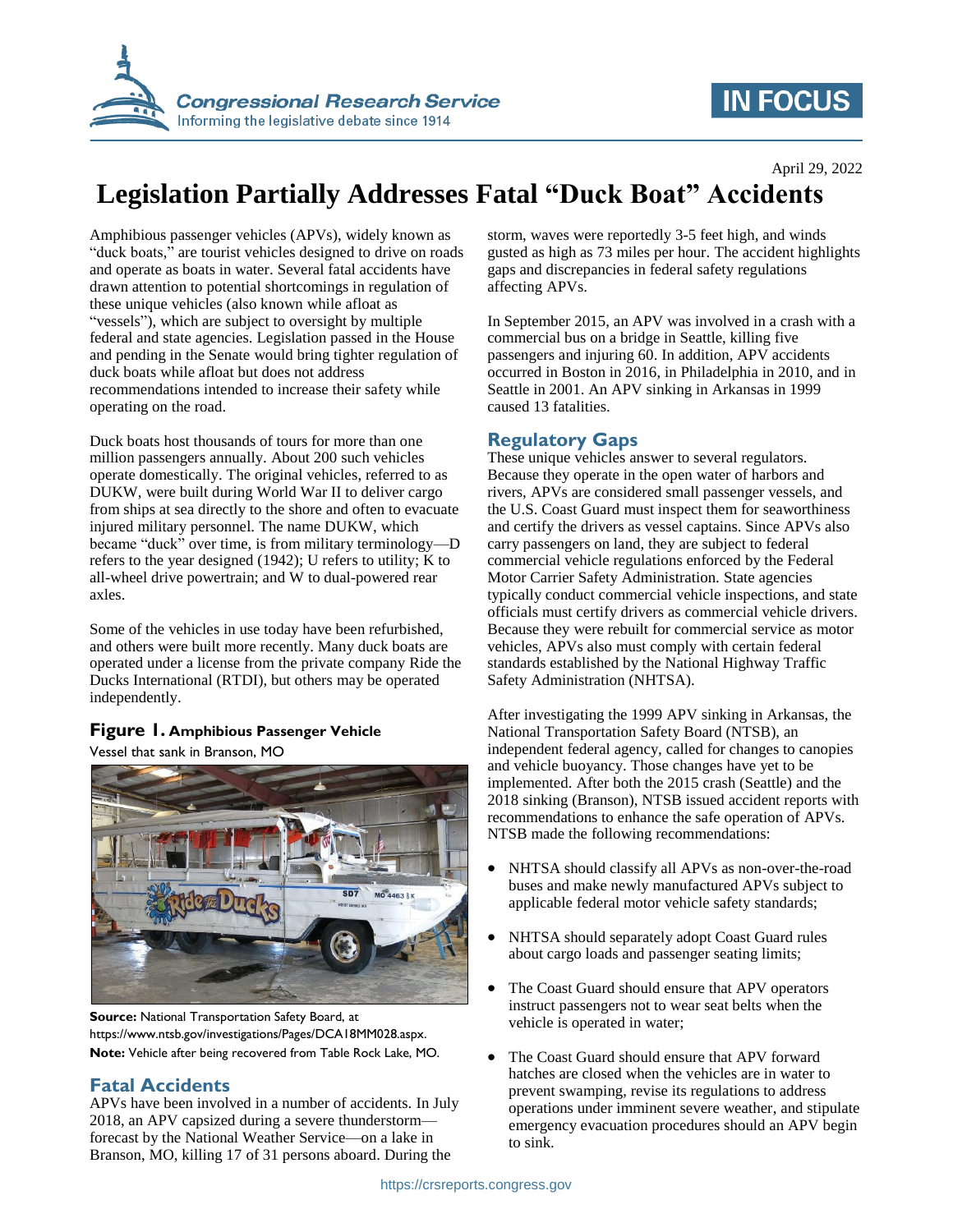April 29, 2022

# Legislation Partially Addresses Fatal "Duck Boat" Accidents

Amphibious passenger vehicles (APVs), widely known as "duck boats," are tourist vehicles designed to drive on roads and operate as boats in water. Several fatal accidents have drawn attention to potential shortcomings in regulation of these unique vehicles (also known while afloat as "vessels"), which are subject to oversight by multiple federal and state agencies. Legislation passed in the House and pending in the Senate would bring tighter regulation of duck boats while afloat but does not address recommendations intended to increase their safety while operating on the road.

Duck boats host thousands of tours for more than one million passengers annually. About 200 such vehicles operate domestically. The original vehicles, referred to as DUKW, were built during World War II to deliver cargo from ships at sea directly to the shore and often to evacuate injured military personnel. The name DUKW, which became "duck" over time, is from military terminology—D refers to the year designed (1942); U refers to utility; K to all-wheel drive powertrain; and W to dual-powered rear axles.

Some of the vehicles in use today have been refurbished, and others were built more recently. Many duck boats are operated under a license from the private company Ride the Ducks International (RTDI), but others may be operated independently.

**Figure 1. Amphibious Passenger Vehicle**

Vessel that sank in Branson, MO

**Source:** National Transportation Safety Board, at https://www.ntsb.gov/investigations/Pages/DCA18MM028.aspx.

**Note:** Vehicle after being recovered from Table Rock Lake, MO.

## Fatal Accidents

APVs have been involved in a number of accidents. In July 2018, an APV capsized during a severe thunderstorm—forecast by the National Weather Service—on a lake in Branson, MO, killing 17 of 31 persons aboard. During the storm, waves were reportedly 3-5 feet high, and winds gusted as high as 73 miles per hour. The accident highlights gaps and discrepancies in federal safety regulations affecting APVs.

In September 2015, an APV was involved in a crash with a commercial bus on a bridge in Seattle, killing five passengers and injuring 60. In addition, APV accidents occurred in Boston in 2016, in Philadelphia in 2010, and in Seattle in 2001. An APV sinking in Arkansas in 1999 caused 13 fatalities.

## Regulatory Gaps

These unique vehicles answer to several regulators. Because they operate in the open water of harbors and rivers, APVs are considered small passenger vessels, and the U.S. Coast Guard must inspect them for seaworthiness and certify the drivers as vessel captains. Since APVs also carry passengers on land, they are subject to federal commercial vehicle regulations enforced by the Federal Motor Carrier Safety Administration. State agencies typically conduct commercial vehicle inspections, and state officials must certify drivers as commercial vehicle drivers. Because they were rebuilt for commercial service as motor vehicles, APVs also must comply with certain federal standards established by the National Highway Traffic Safety Administration (NHTSA).

After investigating the 1999 APV sinking in Arkansas, the National Transportation Safety Board (NTSB), an independent federal agency, called for changes to canopies and vehicle buoyancy. Those changes have yet to be implemented. After both the 2015 crash (Seattle) and the 2018 sinking (Branson), NTSB issued accident reports with recommendations to enhance the safe operation of APVs. NTSB made the following recommendations:

- NHTSA should classify all APVs as non-over-the-road buses and make newly manufactured APVs subject to applicable federal motor vehicle safety standards;
- NHTSA should separately adopt Coast Guard rules about cargo loads and passenger seating limits;
- The Coast Guard should ensure that APV operators instruct passengers not to wear seat belts when the vehicle is operated in water;
- The Coast Guard should ensure that APV forward hatches are closed when the vehicles are in water to prevent swamping, revise its regulations to address operations under imminent severe weather, and stipulate emergency evacuation procedures should an APV begin to sink.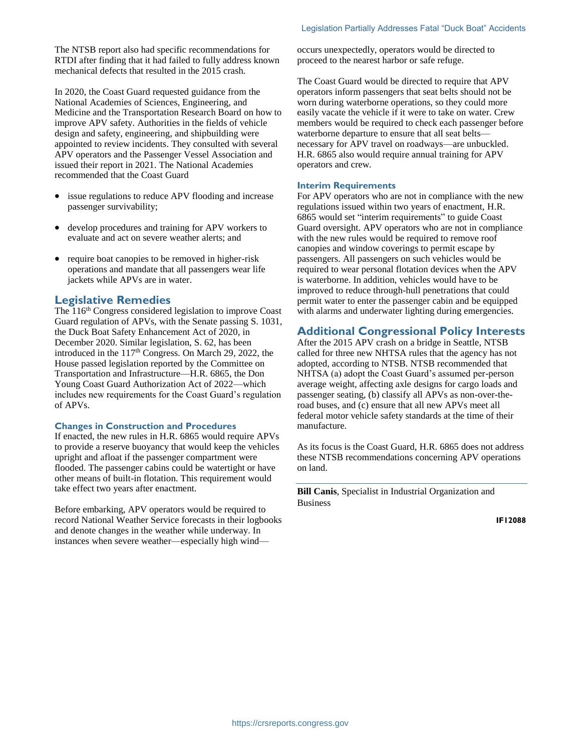The NTSB report also had specific recommendations for RTDI after finding that it had failed to fully address known mechanical defects that resulted in the 2015 crash.

In 2020, the Coast Guard requested guidance from the National Academies of Sciences, Engineering, and Medicine and the Transportation Research Board on how to improve APV safety. Authorities in the fields of vehicle design and safety, engineering, and shipbuilding were appointed to review incidents. They consulted with several APV operators and the Passenger Vessel Association and issued their report in 2021. The National Academies recommended that the Coast Guard

- issue regulations to reduce APV flooding and increase passenger survivability;
- develop procedures and training for APV workers to evaluate and act on severe weather alerts; and
- require boat canopies to be removed in higher-risk operations and mandate that all passengers wear life jackets while APVs are in water.

## Legislative Remedies

The 116th Congress considered legislation to improve Coast Guard regulation of APVs, with the Senate passing S. 1031, the Duck Boat Safety Enhancement Act of 2020, in December 2020. Similar legislation, S. 62, has been introduced in the 117th Congress. On March 29, 2022, the House passed legislation reported by the Committee on Transportation and Infrastructure—H.R. 6865, the Don Young Coast Guard Authorization Act of 2022—which includes new requirements for the Coast Guard's regulation of APVs.

### Changes in Construction and Procedures

If enacted, the new rules in H.R. 6865 would require APVs to provide a reserve buoyancy that would keep the vehicles upright and afloat if the passenger compartment were flooded. The passenger cabins could be watertight or have other means of built-in flotation. This requirement would take effect two years after enactment.

Before embarking, APV operators would be required to record National Weather Service forecasts in their logbooks and denote changes in the weather while underway. In instances when severe weather—especially high wind—occurs unexpectedly, operators would be directed to proceed to the nearest harbor or safe refuge.

The Coast Guard would be directed to require that APV operators inform passengers that seat belts should not be worn during waterborne operations, so they could more easily vacate the vehicle if it were to take on water. Crew members would be required to check each passenger before waterborne departure to ensure that all seat belts—necessary for APV travel on roadways—are unbuckled. H.R. 6865 also would require annual training for APV operators and crew.

### Interim Requirements

For APV operators who are not in compliance with the new regulations issued within two years of enactment, H.R. 6865 would set "interim requirements" to guide Coast Guard oversight. APV operators who are not in compliance with the new rules would be required to remove roof canopies and window coverings to permit escape by passengers. All passengers on such vehicles would be required to wear personal flotation devices when the APV is waterborne. In addition, vehicles would have to be improved to reduce through-hull penetrations that could permit water to enter the passenger cabin and be equipped with alarms and underwater lighting during emergencies.

## Additional Congressional Policy Interests

After the 2015 APV crash on a bridge in Seattle, NTSB called for three new NHTSA rules that the agency has not adopted, according to NTSB. NTSB recommended that NHTSA (a) adopt the Coast Guard's assumed per-person average weight, affecting axle designs for cargo loads and passenger seating, (b) classify all APVs as non-over-the-road buses, and (c) ensure that all new APVs meet all federal motor vehicle safety standards at the time of their manufacture.

As its focus is the Coast Guard, H.R. 6865 does not address these NTSB recommendations concerning APV operations on land.

---

**Bill Canis**, Specialist in Industrial Organization and Business

IF12088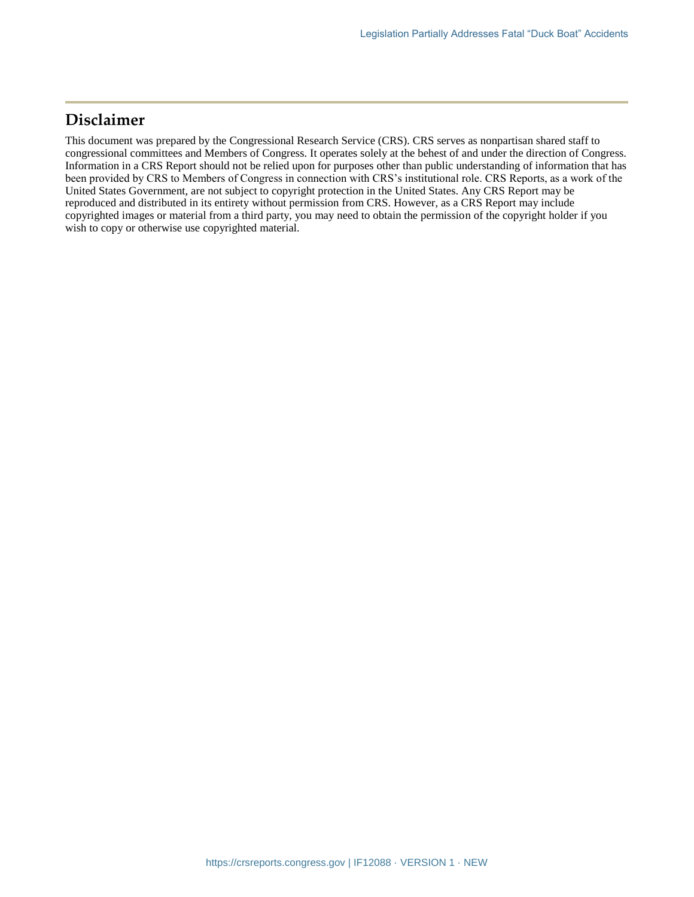## Disclaimer

This document was prepared by the Congressional Research Service (CRS). CRS serves as nonpartisan shared staff to congressional committees and Members of Congress. It operates solely at the behest of and under the direction of Congress. Information in a CRS Report should not be relied upon for purposes other than public understanding of information that has been provided by CRS to Members of Congress in connection with CRS's institutional role. CRS Reports, as a work of the United States Government, are not subject to copyright protection in the United States. Any CRS Report may be reproduced and distributed in its entirety without permission from CRS. However, as a CRS Report may include copyrighted images or material from a third party, you may need to obtain the permission of the copyright holder if you wish to copy or otherwise use copyrighted material.